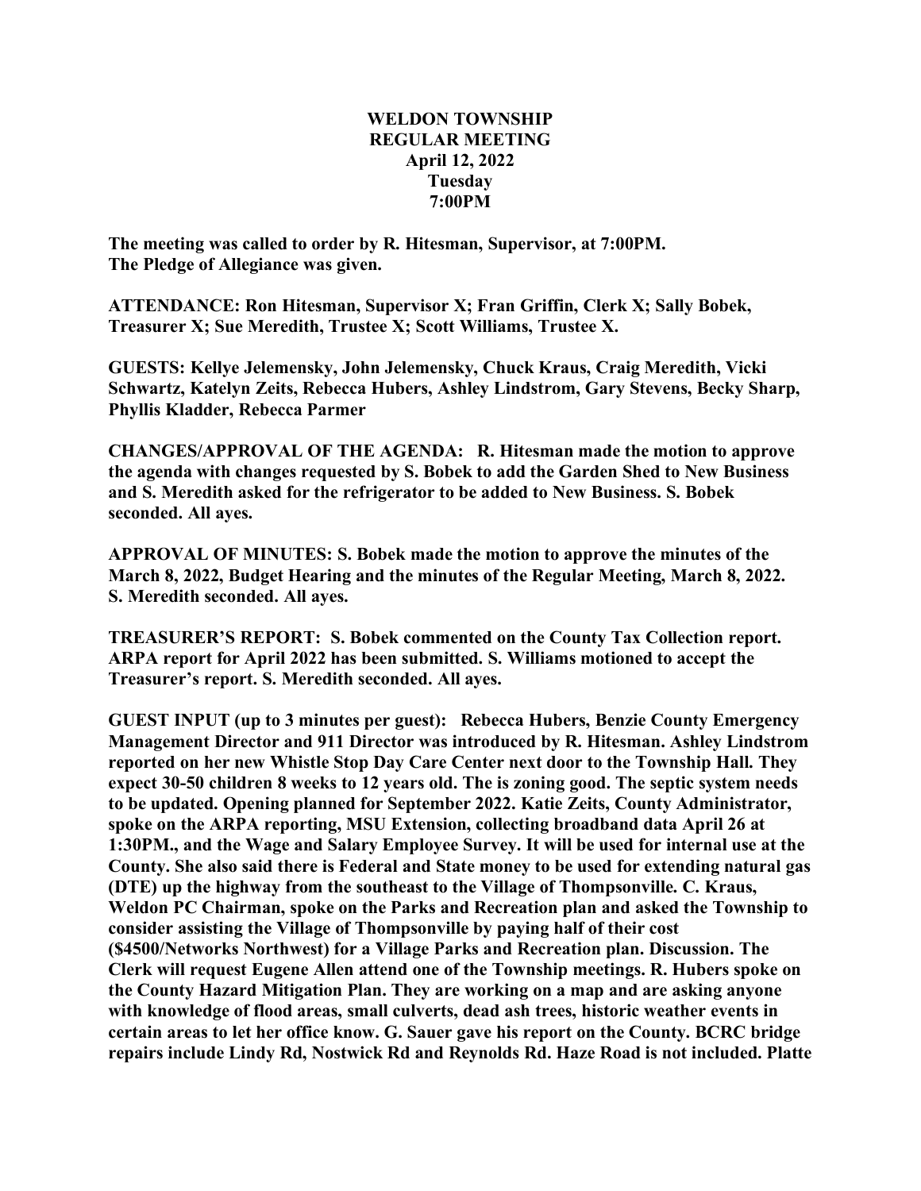# WELDON TOWNSHIP
## REGULAR MEETING
**April 12, 2022**
**Tuesday**
**7:00PM**

**The meeting was called to order by R. Hitesman, Supervisor, at 7:00PM.**
**The Pledge of Allegiance was given.**

**ATTENDANCE: Ron Hitesman, Supervisor X; Fran Griffin, Clerk X; Sally Bobek, Treasurer X; Sue Meredith, Trustee X; Scott Williams, Trustee X.**

**GUESTS: Kellye Jelemensky, John Jelemensky, Chuck Kraus, Craig Meredith, Vicki Schwartz, Katelyn Zeits, Rebecca Hubers, Ashley Lindstrom, Gary Stevens, Becky Sharp, Phyllis Kladder, Rebecca Parmer**

**CHANGES/APPROVAL OF THE AGENDA: R. Hitesman made the motion to approve the agenda with changes requested by S. Bobek to add the Garden Shed to New Business and S. Meredith asked for the refrigerator to be added to New Business. S. Bobek seconded. All ayes.**

**APPROVAL OF MINUTES: S. Bobek made the motion to approve the minutes of the March 8, 2022, Budget Hearing and the minutes of the Regular Meeting, March 8, 2022. S. Meredith seconded. All ayes.**

**TREASURER'S REPORT: S. Bobek commented on the County Tax Collection report. ARPA report for April 2022 has been submitted. S. Williams motioned to accept the Treasurer's report. S. Meredith seconded. All ayes.**

**GUEST INPUT (up to 3 minutes per guest): Rebecca Hubers, Benzie County Emergency Management Director and 911 Director was introduced by R. Hitesman. Ashley Lindstrom reported on her new Whistle Stop Day Care Center next door to the Township Hall. They expect 30-50 children 8 weeks to 12 years old. The is zoning good. The septic system needs to be updated. Opening planned for September 2022. Katie Zeits, County Administrator, spoke on the ARPA reporting, MSU Extension, collecting broadband data April 26 at 1:30PM., and the Wage and Salary Employee Survey. It will be used for internal use at the County. She also said there is Federal and State money to be used for extending natural gas (DTE) up the highway from the southeast to the Village of Thompsonville. C. Kraus, Weldon PC Chairman, spoke on the Parks and Recreation plan and asked the Township to consider assisting the Village of Thompsonville by paying half of their cost ($4500/Networks Northwest) for a Village Parks and Recreation plan. Discussion. The Clerk will request Eugene Allen attend one of the Township meetings. R. Hubers spoke on the County Hazard Mitigation Plan. They are working on a map and are asking anyone with knowledge of flood areas, small culverts, dead ash trees, historic weather events in certain areas to let her office know. G. Sauer gave his report on the County. BCRC bridge repairs include Lindy Rd, Nostwick Rd and Reynolds Rd. Haze Road is not included. Platte**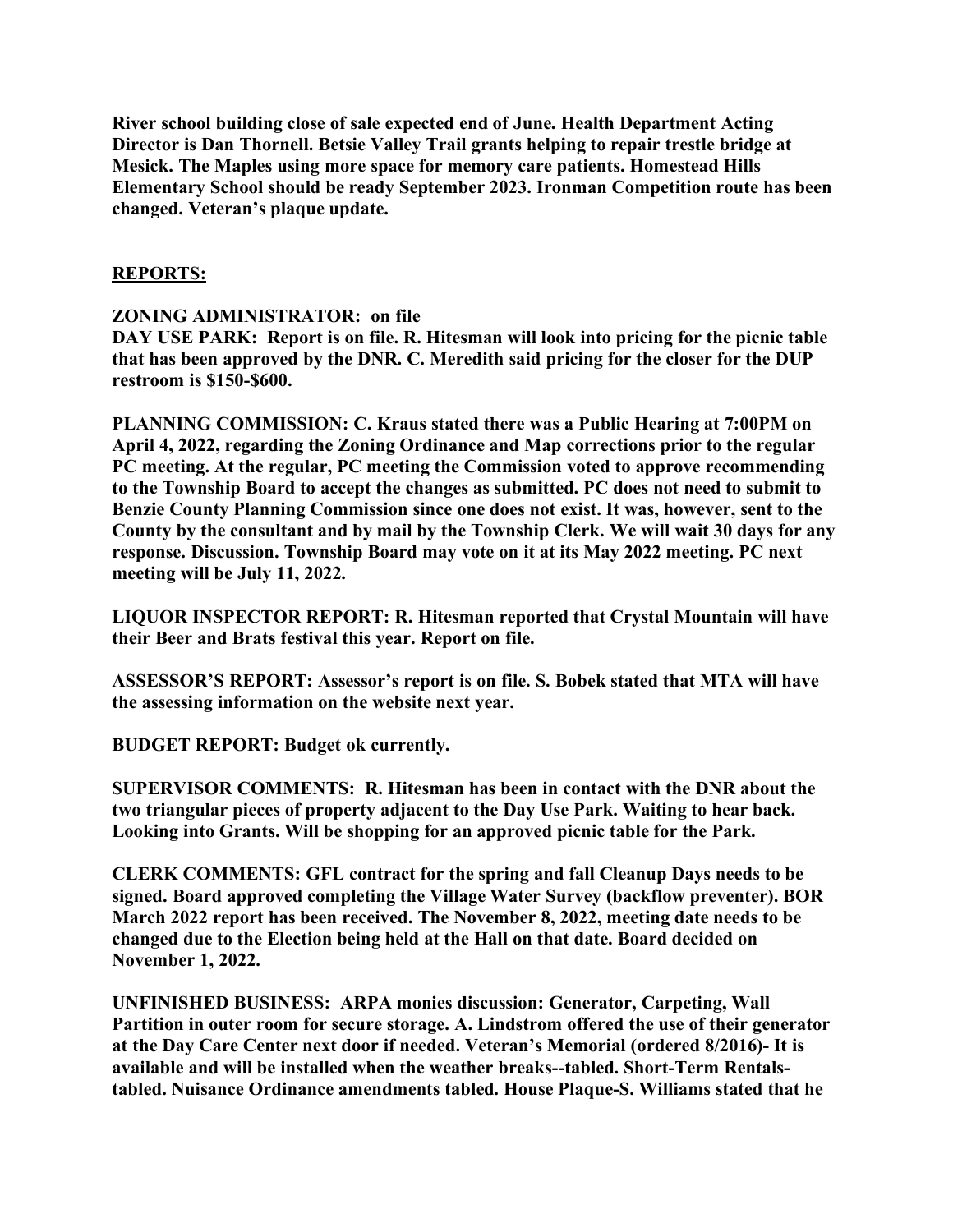**River school building close of sale expected end of June. Health Department Acting Director is Dan Thornell. Betsie Valley Trail grants helping to repair trestle bridge at Mesick. The Maples using more space for memory care patients. Homestead Hills Elementary School should be ready September 2023. Ironman Competition route has been changed. Veteran's plaque update.**

## **REPORTS:**

**ZONING ADMINISTRATOR: on file**

**DAY USE PARK: Report is on file. R. Hitesman will look into pricing for the picnic table that has been approved by the DNR. C. Meredith said pricing for the closer for the DUP restroom is $150-$600.**

**PLANNING COMMISSION: C. Kraus stated there was a Public Hearing at 7:00PM on April 4, 2022, regarding the Zoning Ordinance and Map corrections prior to the regular PC meeting. At the regular, PC meeting the Commission voted to approve recommending to the Township Board to accept the changes as submitted. PC does not need to submit to Benzie County Planning Commission since one does not exist. It was, however, sent to the County by the consultant and by mail by the Township Clerk. We will wait 30 days for any response. Discussion. Township Board may vote on it at its May 2022 meeting. PC next meeting will be July 11, 2022.**

**LIQUOR INSPECTOR REPORT: R. Hitesman reported that Crystal Mountain will have their Beer and Brats festival this year. Report on file.**

**ASSESSOR'S REPORT: Assessor's report is on file. S. Bobek stated that MTA will have the assessing information on the website next year.**

**BUDGET REPORT: Budget ok currently.**

**SUPERVISOR COMMENTS: R. Hitesman has been in contact with the DNR about the two triangular pieces of property adjacent to the Day Use Park. Waiting to hear back. Looking into Grants. Will be shopping for an approved picnic table for the Park.**

**CLERK COMMENTS: GFL contract for the spring and fall Cleanup Days needs to be signed. Board approved completing the Village Water Survey (backflow preventer). BOR March 2022 report has been received. The November 8, 2022, meeting date needs to be changed due to the Election being held at the Hall on that date. Board decided on November 1, 2022.**

**UNFINISHED BUSINESS: ARPA monies discussion: Generator, Carpeting, Wall Partition in outer room for secure storage. A. Lindstrom offered the use of their generator at the Day Care Center next door if needed. Veteran's Memorial (ordered 8/2016)- It is available and will be installed when the weather breaks--tabled. Short-Term Rentals-tabled. Nuisance Ordinance amendments tabled. House Plaque-S. Williams stated that he**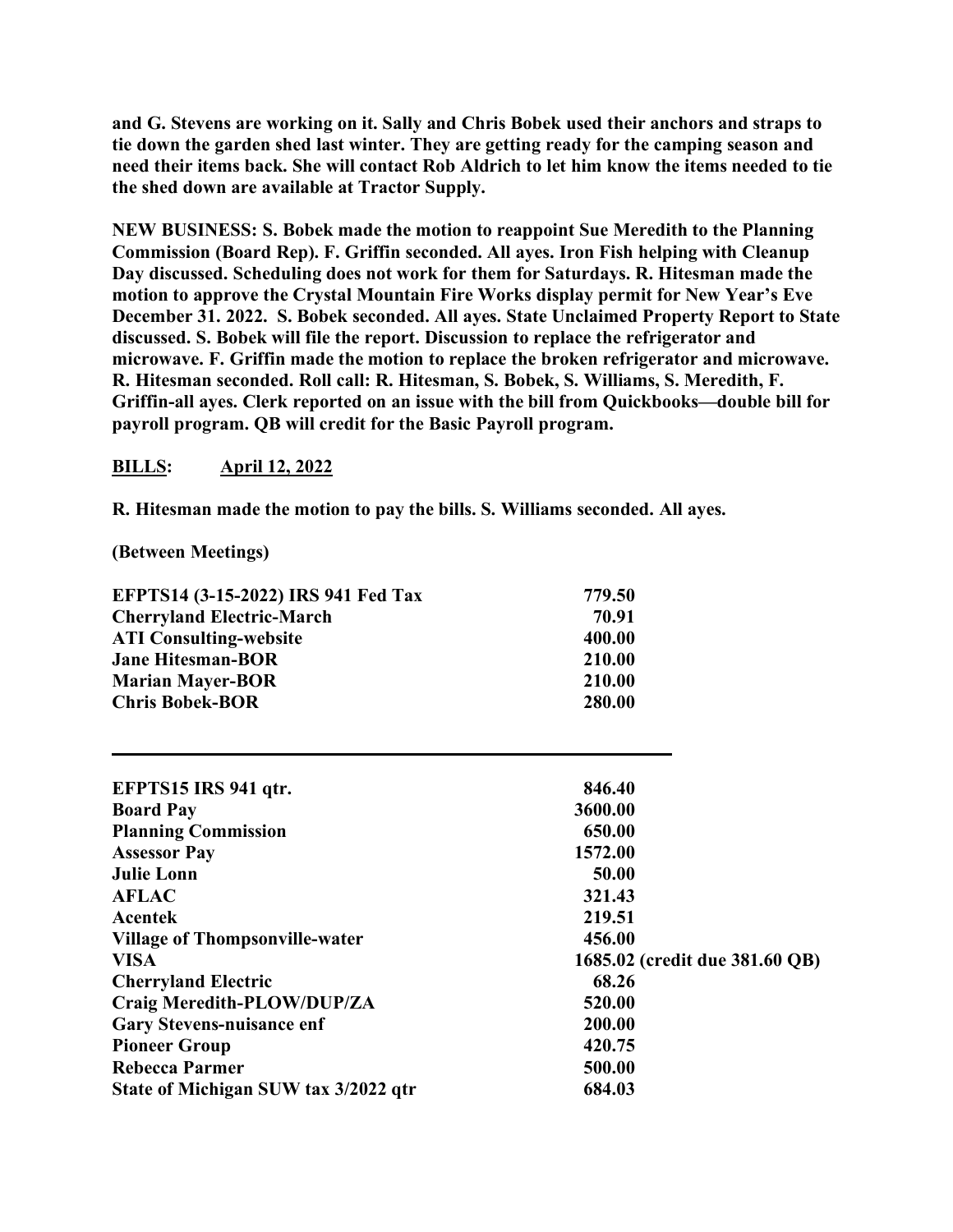**and G. Stevens are working on it. Sally and Chris Bobek used their anchors and straps to tie down the garden shed last winter. They are getting ready for the camping season and need their items back. She will contact Rob Aldrich to let him know the items needed to tie the shed down are available at Tractor Supply.**

**NEW BUSINESS: S. Bobek made the motion to reappoint Sue Meredith to the Planning Commission (Board Rep). F. Griffin seconded. All ayes. Iron Fish helping with Cleanup Day discussed. Scheduling does not work for them for Saturdays. R. Hitesman made the motion to approve the Crystal Mountain Fire Works display permit for New Year's Eve December 31. 2022. S. Bobek seconded. All ayes. State Unclaimed Property Report to State discussed. S. Bobek will file the report. Discussion to replace the refrigerator and microwave. F. Griffin made the motion to replace the broken refrigerator and microwave. R. Hitesman seconded. Roll call: R. Hitesman, S. Bobek, S. Williams, S. Meredith, F. Griffin-all ayes. Clerk reported on an issue with the bill from Quickbooks—double bill for payroll program. QB will credit for the Basic Payroll program.**

**BILLS: April 12, 2022**

**R. Hitesman made the motion to pay the bills. S. Williams seconded. All ayes.**

**(Between Meetings)**

| | |
|---|---|
| **EFPTS14 (3-15-2022) IRS 941 Fed Tax** | **779.50** |
| **Cherryland Electric-March** | **70.91** |
| **ATI Consulting-website** | **400.00** |
| **Jane Hitesman-BOR** | **210.00** |
| **Marian Mayer-BOR** | **210.00** |
| **Chris Bobek-BOR** | **280.00** |

---

| | |
|---|---|
| **EFPTS15 IRS 941 qtr.** | **846.40** |
| **Board Pay** | **3600.00** |
| **Planning Commission** | **650.00** |
| **Assessor Pay** | **1572.00** |
| **Julie Lonn** | **50.00** |
| **AFLAC** | **321.43** |
| **Acentek** | **219.51** |
| **Village of Thompsonville-water** | **456.00** |
| **VISA** | **1685.02 (credit due 381.60 QB)** |
| **Cherryland Electric** | **68.26** |
| **Craig Meredith-PLOW/DUP/ZA** | **520.00** |
| **Gary Stevens-nuisance enf** | **200.00** |
| **Pioneer Group** | **420.75** |
| **Rebecca Parmer** | **500.00** |
| **State of Michigan SUW tax 3/2022 qtr** | **684.03** |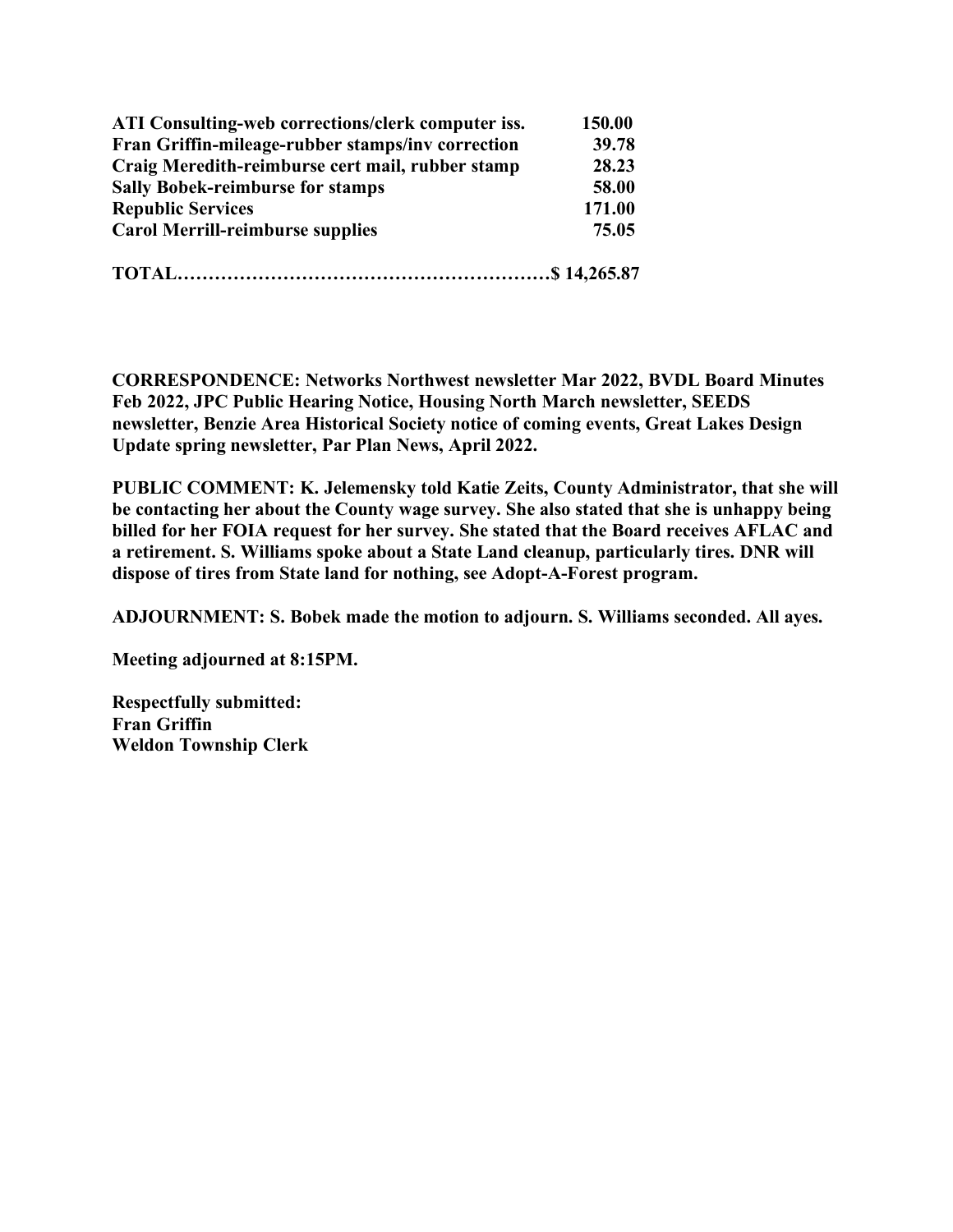| | |
|---|---|
| **ATI Consulting-web corrections/clerk computer iss.** | **150.00** |
| **Fran Griffin-mileage-rubber stamps/inv correction** | **39.78** |
| **Craig Meredith-reimburse cert mail, rubber stamp** | **28.23** |
| **Sally Bobek-reimburse for stamps** | **58.00** |
| **Republic Services** | **171.00** |
| **Carol Merrill-reimburse supplies** | **75.05** |

**TOTAL……………………………………………………$ 14,265.87**

**CORRESPONDENCE: Networks Northwest newsletter Mar 2022, BVDL Board Minutes Feb 2022, JPC Public Hearing Notice, Housing North March newsletter, SEEDS newsletter, Benzie Area Historical Society notice of coming events, Great Lakes Design Update spring newsletter, Par Plan News, April 2022.**

**PUBLIC COMMENT: K. Jelemensky told Katie Zeits, County Administrator, that she will be contacting her about the County wage survey. She also stated that she is unhappy being billed for her FOIA request for her survey. She stated that the Board receives AFLAC and a retirement. S. Williams spoke about a State Land cleanup, particularly tires. DNR will dispose of tires from State land for nothing, see Adopt-A-Forest program.**

**ADJOURNMENT: S. Bobek made the motion to adjourn. S. Williams seconded. All ayes.**

**Meeting adjourned at 8:15PM.**

**Respectfully submitted:**
**Fran Griffin**
**Weldon Township Clerk**